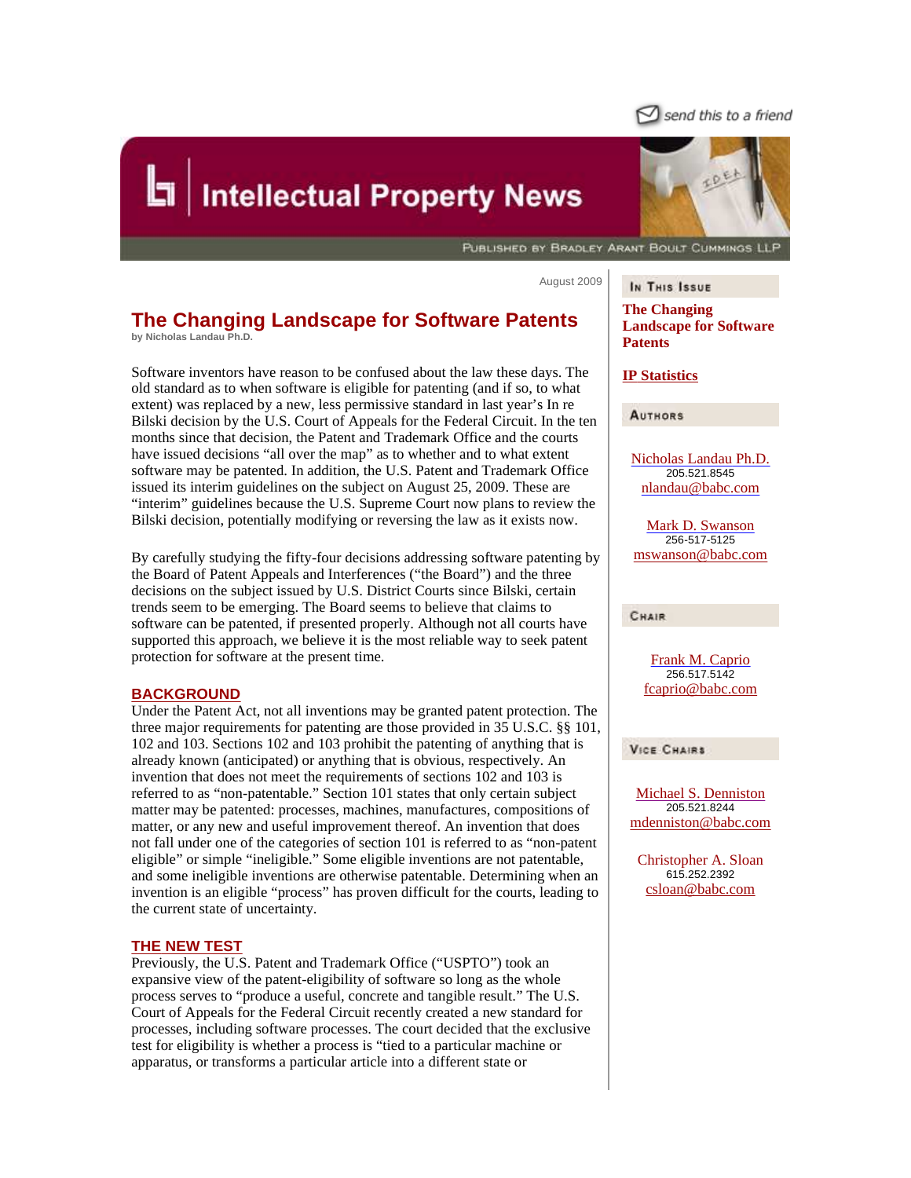send this to a friend

# Intellectual Property News

PUBLISHED BY BRADLEY ARANT BOULT CUMMINGS LLP

August 2009

## The Changing Landscape for Software Patents

by Nicholas Landau Ph.D.

Software inventors have reason to be confused about the law these days. The old standard as to when software is eligible for patenting (and if so, to what extent) was replaced by a new, less permissive standard in last year's In re Bilski decision by the U.S. Court of Appeals for the Federal Circuit. In the ten months since that decision, the Patent and Trademark Office and the courts have issued decisions "all over the map" as to whether and to what extent software may be patented. In addition, the U.S. Patent and Trademark Office issued its interim guidelines on the subject on August 25, 2009. These are "interim" guidelines because the U.S. Supreme Court now plans to review the Bilski decision, potentially modifying or reversing the law as it exists now.

By carefully studying the fifty-four decisions addressing software patenting by the Board of Patent Appeals and Interferences ("the Board") and the three decisions on the subject issued by U.S. District Courts since Bilski, certain trends seem to be emerging. The Board seems to believe that claims to software can be patented, if presented properly. Although not all courts have supported this approach, we believe it is the most reliable way to seek patent protection for software at the present time.

### BACKGROUND

Under the Patent Act, not all inventions may be granted patent protection. The three major requirements for patenting are those provided in 35 U.S.C. §§ 101, 102 and 103. Sections 102 and 103 prohibit the patenting of anything that is already known (anticipated) or anything that is obvious, respectively. An invention that does not meet the requirements of sections 102 and 103 is referred to as "non-patentable." Section 101 states that only certain subject matter may be patented: processes, machines, manufactures, compositions of matter, or any new and useful improvement thereof. An invention that does not fall under one of the categories of section 101 is referred to as "non-patent eligible" or simple "ineligible." Some eligible inventions are not patentable, and some ineligible inventions are otherwise patentable. Determining when an invention is an eligible "process" has proven difficult for the courts, leading to the current state of uncertainty.

### THE NEW TEST

Previously, the U.S. Patent and Trademark Office ("USPTO") took an expansive view of the patent-eligibility of software so long as the whole process serves to "produce a useful, concrete and tangible result." The U.S. Court of Appeals for the Federal Circuit recently created a new standard for processes, including software processes. The court decided that the exclusive test for eligibility is whether a process is "tied to a particular machine or apparatus, or transforms a particular article into a different state or

---

**In This Issue**

The Changing Landscape for Software Patents

IP Statistics

**Authors**

Nicholas Landau Ph.D.
205.521.8545
nlandau@babc.com

Mark D. Swanson
256-517-5125
mswanson@babc.com

**Chair**

Frank M. Caprio
256.517.5142
fcaprio@babc.com

**Vice Chairs**

Michael S. Denniston
205.521.8244
mdenniston@babc.com

Christopher A. Sloan
615.252.2392
csloan@babc.com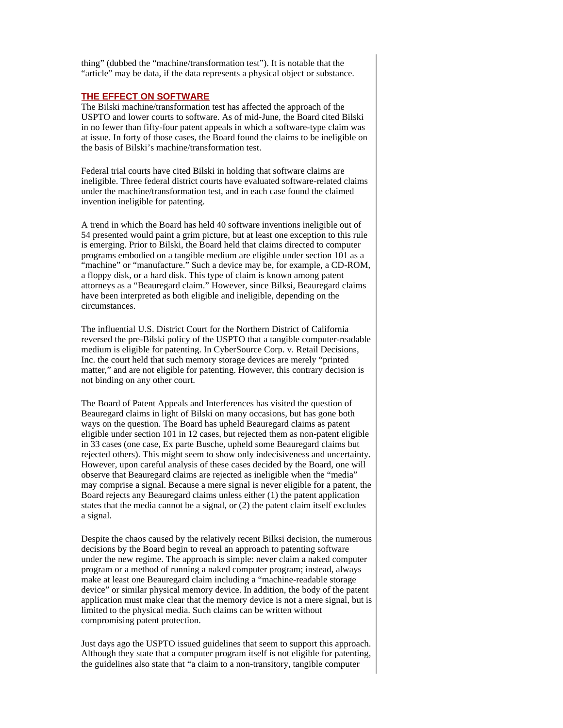thing" (dubbed the "machine/transformation test"). It is notable that the "article" may be data, if the data represents a physical object or substance.

## THE EFFECT ON SOFTWARE

The Bilski machine/transformation test has affected the approach of the USPTO and lower courts to software. As of mid-June, the Board cited Bilski in no fewer than fifty-four patent appeals in which a software-type claim was at issue. In forty of those cases, the Board found the claims to be ineligible on the basis of Bilski's machine/transformation test.

Federal trial courts have cited Bilski in holding that software claims are ineligible. Three federal district courts have evaluated software-related claims under the machine/transformation test, and in each case found the claimed invention ineligible for patenting.

A trend in which the Board has held 40 software inventions ineligible out of 54 presented would paint a grim picture, but at least one exception to this rule is emerging. Prior to Bilski, the Board held that claims directed to computer programs embodied on a tangible medium are eligible under section 101 as a "machine" or "manufacture." Such a device may be, for example, a CD-ROM, a floppy disk, or a hard disk. This type of claim is known among patent attorneys as a "Beauregard claim." However, since Bilksi, Beauregard claims have been interpreted as both eligible and ineligible, depending on the circumstances.

The influential U.S. District Court for the Northern District of California reversed the pre-Bilski policy of the USPTO that a tangible computer-readable medium is eligible for patenting. In CyberSource Corp. v. Retail Decisions, Inc. the court held that such memory storage devices are merely "printed matter," and are not eligible for patenting. However, this contrary decision is not binding on any other court.

The Board of Patent Appeals and Interferences has visited the question of Beauregard claims in light of Bilski on many occasions, but has gone both ways on the question. The Board has upheld Beauregard claims as patent eligible under section 101 in 12 cases, but rejected them as non-patent eligible in 33 cases (one case, Ex parte Busche, upheld some Beauregard claims but rejected others). This might seem to show only indecisiveness and uncertainty. However, upon careful analysis of these cases decided by the Board, one will observe that Beauregard claims are rejected as ineligible when the "media" may comprise a signal. Because a mere signal is never eligible for a patent, the Board rejects any Beauregard claims unless either (1) the patent application states that the media cannot be a signal, or (2) the patent claim itself excludes a signal.

Despite the chaos caused by the relatively recent Bilksi decision, the numerous decisions by the Board begin to reveal an approach to patenting software under the new regime. The approach is simple: never claim a naked computer program or a method of running a naked computer program; instead, always make at least one Beauregard claim including a "machine-readable storage device" or similar physical memory device. In addition, the body of the patent application must make clear that the memory device is not a mere signal, but is limited to the physical media. Such claims can be written without compromising patent protection.

Just days ago the USPTO issued guidelines that seem to support this approach. Although they state that a computer program itself is not eligible for patenting, the guidelines also state that "a claim to a non-transitory, tangible computer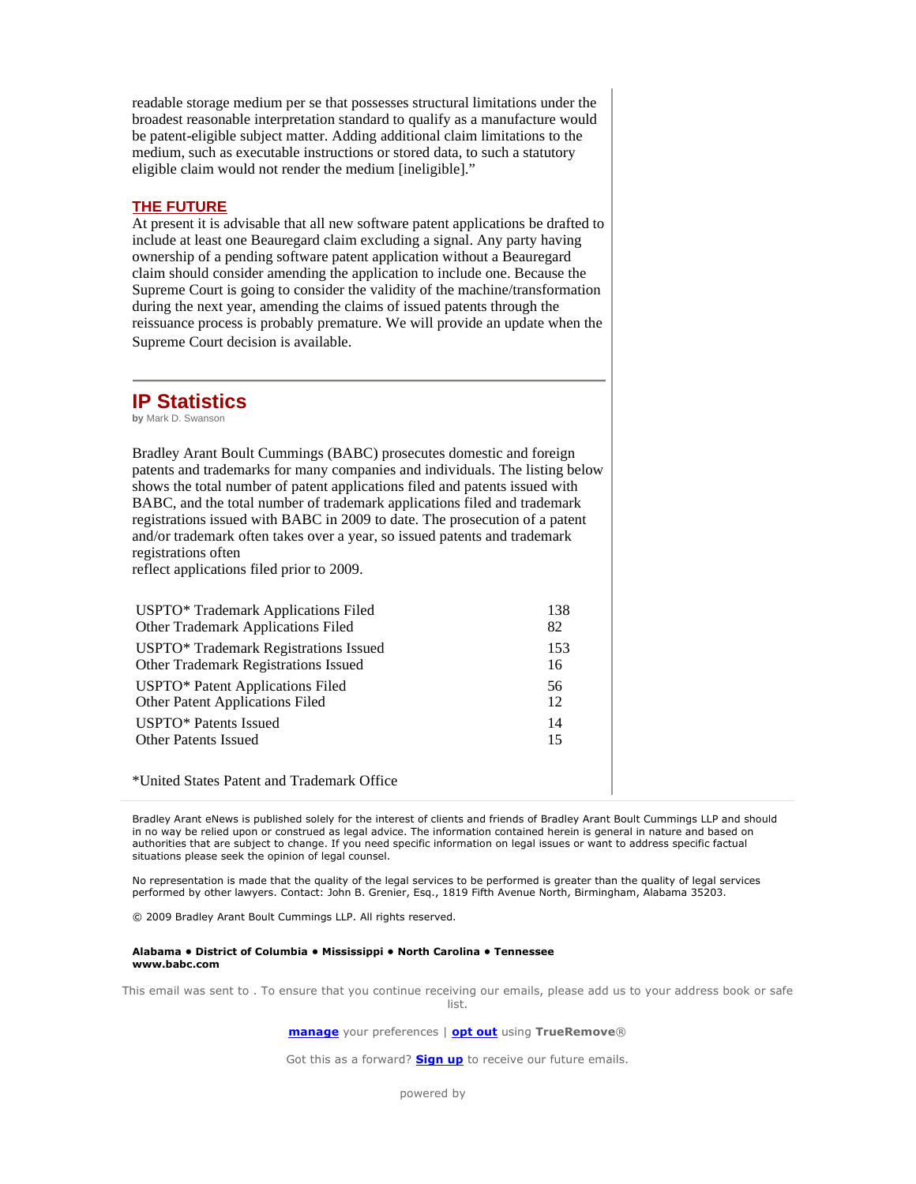readable storage medium per se that possesses structural limitations under the broadest reasonable interpretation standard to qualify as a manufacture would be patent-eligible subject matter. Adding additional claim limitations to the medium, such as executable instructions or stored data, to such a statutory eligible claim would not render the medium [ineligible]."

### THE FUTURE

At present it is advisable that all new software patent applications be drafted to include at least one Beauregard claim excluding a signal. Any party having ownership of a pending software patent application without a Beauregard claim should consider amending the application to include one. Because the Supreme Court is going to consider the validity of the machine/transformation during the next year, amending the claims of issued patents through the reissuance process is probably premature. We will provide an update when the Supreme Court decision is available.

---

## IP Statistics

**by** Mark D. Swanson

Bradley Arant Boult Cummings (BABC) prosecutes domestic and foreign patents and trademarks for many companies and individuals. The listing below shows the total number of patent applications filed and patents issued with BABC, and the total number of trademark applications filed and trademark registrations issued with BABC in 2009 to date. The prosecution of a patent and/or trademark often takes over a year, so issued patents and trademark registrations often reflect applications filed prior to 2009.

| | |
|---|---|
| USPTO* Trademark Applications Filed | 138 |
| Other Trademark Applications Filed | 82 |
| USPTO* Trademark Registrations Issued | 153 |
| Other Trademark Registrations Issued | 16 |
| USPTO* Patent Applications Filed | 56 |
| Other Patent Applications Filed | 12 |
| USPTO* Patents Issued | 14 |
| Other Patents Issued | 15 |

*United States Patent and Trademark Office

---

Bradley Arant eNews is published solely for the interest of clients and friends of Bradley Arant Boult Cummings LLP and should in no way be relied upon or construed as legal advice. The information contained herein is general in nature and based on authorities that are subject to change. If you need specific information on legal issues or want to address specific factual situations please seek the opinion of legal counsel.

No representation is made that the quality of the legal services to be performed is greater than the quality of legal services performed by other lawyers. Contact: John B. Grenier, Esq., 1819 Fifth Avenue North, Birmingham, Alabama 35203.

© 2009 Bradley Arant Boult Cummings LLP. All rights reserved.

**Alabama • District of Columbia • Mississippi • North Carolina • Tennessee**
**www.babc.com**

This email was sent to . To ensure that you continue receiving our emails, please add us to your address book or safe list.

**manage** your preferences | **opt out** using **TrueRemove**®

Got this as a forward? **Sign up** to receive our future emails.

powered by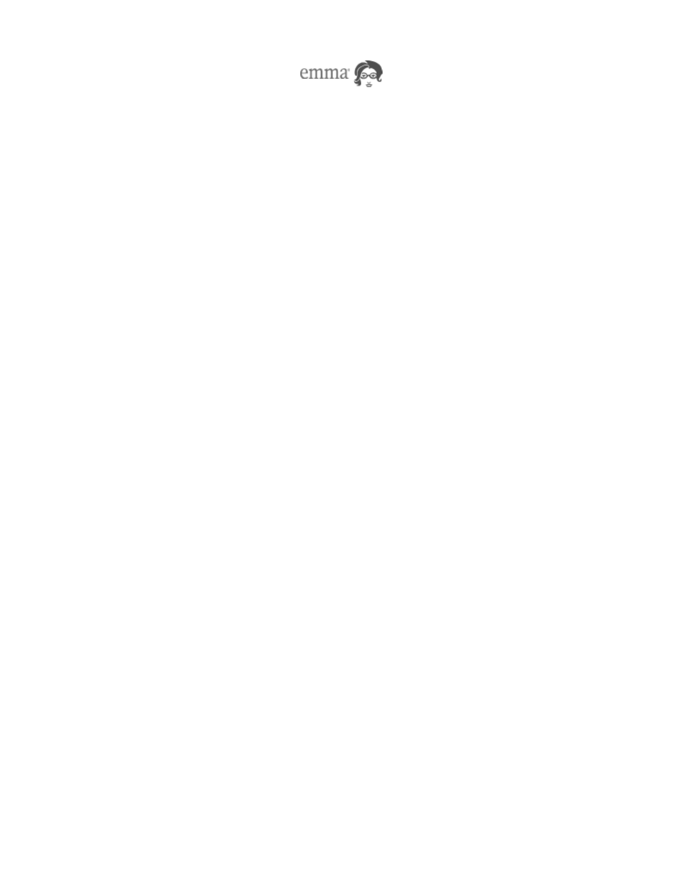emma